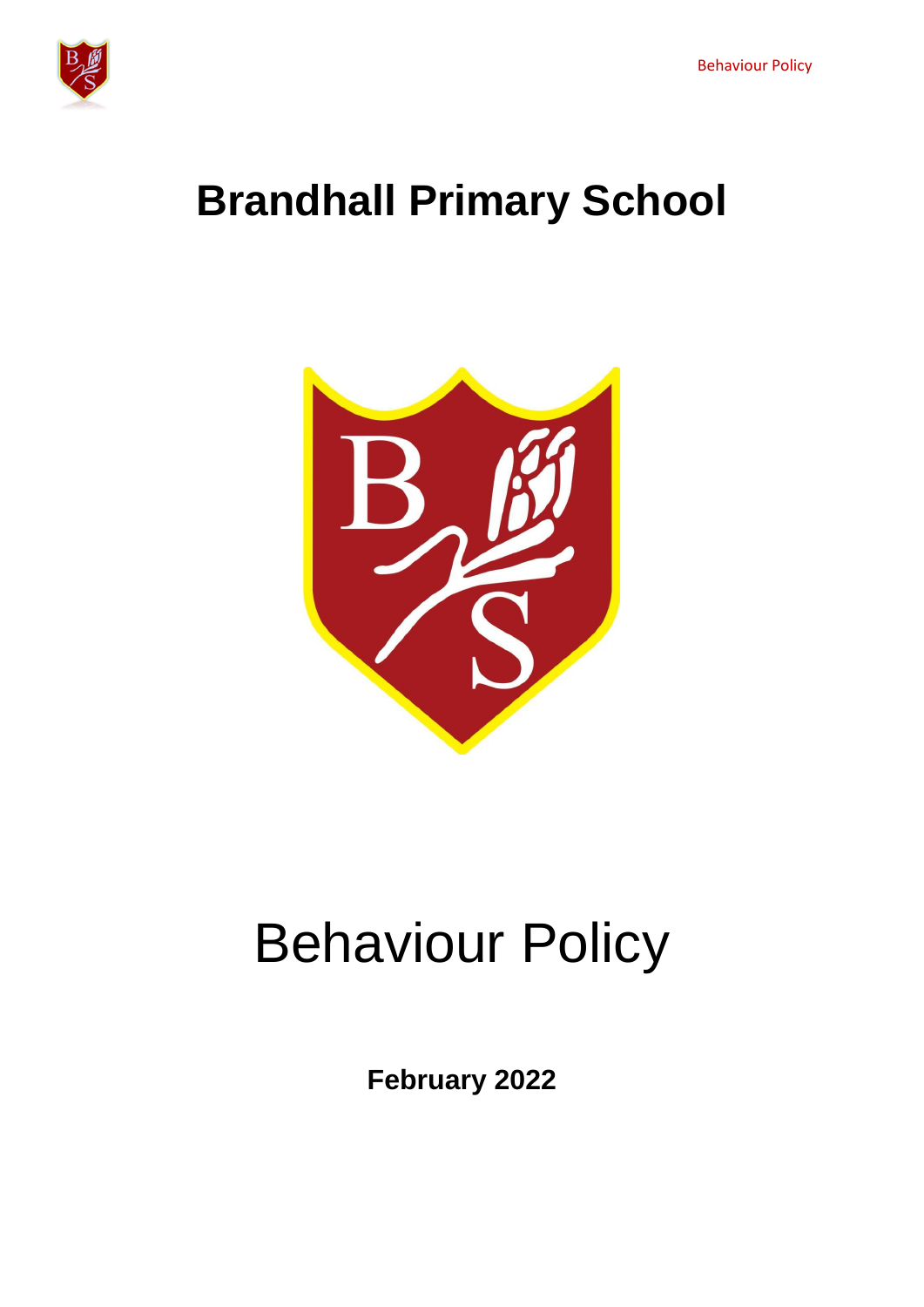# Brandhall Primary School

# Behaviour Policy

**February 2022**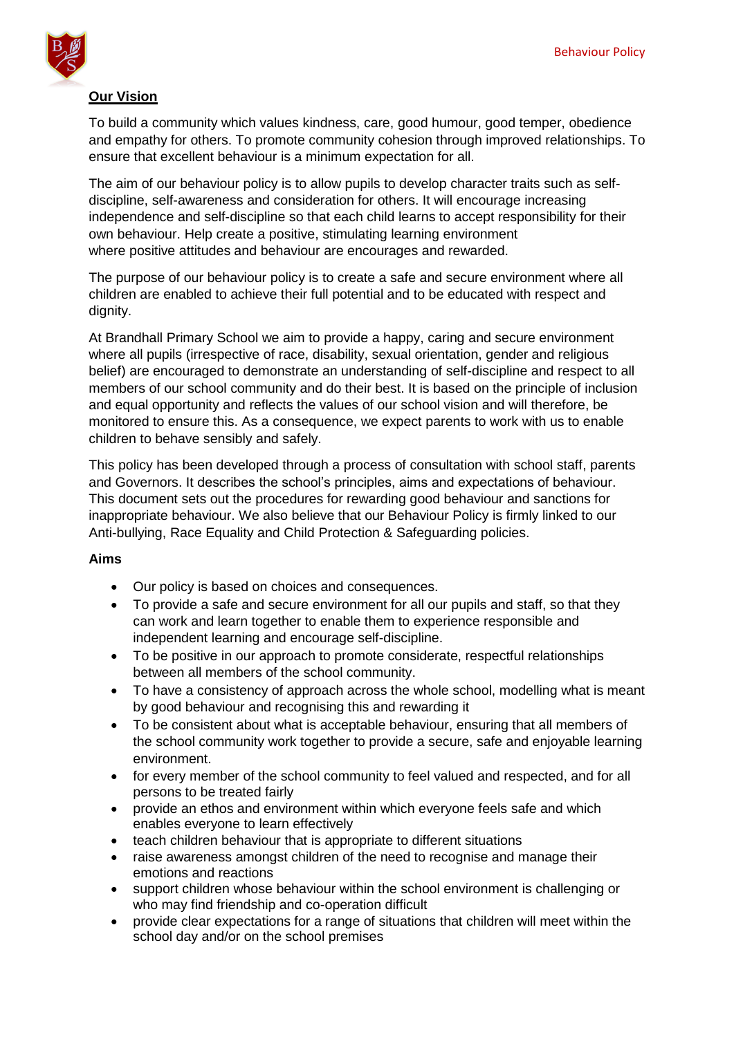## Our Vision

To build a community which values kindness, care, good humour, good temper, obedience and empathy for others. To promote community cohesion through improved relationships. To ensure that excellent behaviour is a minimum expectation for all.

The aim of our behaviour policy is to allow pupils to develop character traits such as self-discipline, self-awareness and consideration for others. It will encourage increasing independence and self-discipline so that each child learns to accept responsibility for their own behaviour. Help create a positive, stimulating learning environment where positive attitudes and behaviour are encourages and rewarded.

The purpose of our behaviour policy is to create a safe and secure environment where all children are enabled to achieve their full potential and to be educated with respect and dignity.

At Brandhall Primary School we aim to provide a happy, caring and secure environment where all pupils (irrespective of race, disability, sexual orientation, gender and religious belief) are encouraged to demonstrate an understanding of self-discipline and respect to all members of our school community and do their best. It is based on the principle of inclusion and equal opportunity and reflects the values of our school vision and will therefore, be monitored to ensure this. As a consequence, we expect parents to work with us to enable children to behave sensibly and safely.

This policy has been developed through a process of consultation with school staff, parents and Governors. It describes the school's principles, aims and expectations of behaviour. This document sets out the procedures for rewarding good behaviour and sanctions for inappropriate behaviour. We also believe that our Behaviour Policy is firmly linked to our Anti-bullying, Race Equality and Child Protection & Safeguarding policies.

### Aims

- Our policy is based on choices and consequences.
- To provide a safe and secure environment for all our pupils and staff, so that they can work and learn together to enable them to experience responsible and independent learning and encourage self-discipline.
- To be positive in our approach to promote considerate, respectful relationships between all members of the school community.
- To have a consistency of approach across the whole school, modelling what is meant by good behaviour and recognising this and rewarding it
- To be consistent about what is acceptable behaviour, ensuring that all members of the school community work together to provide a secure, safe and enjoyable learning environment.
- for every member of the school community to feel valued and respected, and for all persons to be treated fairly
- provide an ethos and environment within which everyone feels safe and which enables everyone to learn effectively
- teach children behaviour that is appropriate to different situations
- raise awareness amongst children of the need to recognise and manage their emotions and reactions
- support children whose behaviour within the school environment is challenging or who may find friendship and co-operation difficult
- provide clear expectations for a range of situations that children will meet within the school day and/or on the school premises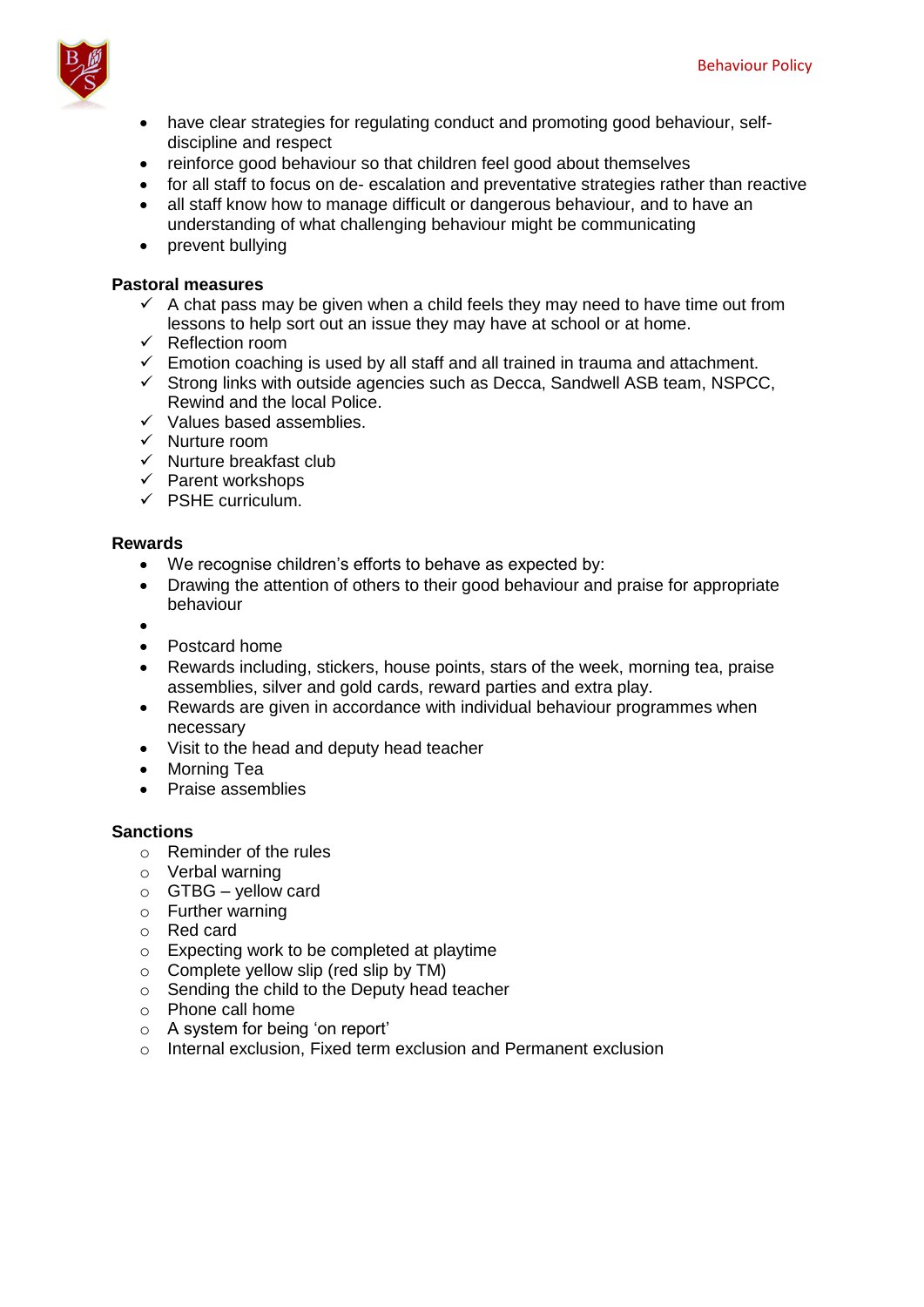- have clear strategies for regulating conduct and promoting good behaviour, self-discipline and respect
- reinforce good behaviour so that children feel good about themselves
- for all staff to focus on de- escalation and preventative strategies rather than reactive
- all staff know how to manage difficult or dangerous behaviour, and to have an understanding of what challenging behaviour might be communicating
- prevent bullying

**Pastoral measures**

- ✓ A chat pass may be given when a child feels they may need to have time out from lessons to help sort out an issue they may have at school or at home.
- ✓ Reflection room
- ✓ Emotion coaching is used by all staff and all trained in trauma and attachment.
- ✓ Strong links with outside agencies such as Decca, Sandwell ASB team, NSPCC, Rewind and the local Police.
- ✓ Values based assemblies.
- ✓ Nurture room
- ✓ Nurture breakfast club
- ✓ Parent workshops
- ✓ PSHE curriculum.

**Rewards**

- We recognise children's efforts to behave as expected by:
- Drawing the attention of others to their good behaviour and praise for appropriate behaviour
- 
- Postcard home
- Rewards including, stickers, house points, stars of the week, morning tea, praise assemblies, silver and gold cards, reward parties and extra play.
- Rewards are given in accordance with individual behaviour programmes when necessary
- Visit to the head and deputy head teacher
- Morning Tea
- Praise assemblies

**Sanctions**

- Reminder of the rules
- Verbal warning
- GTBG – yellow card
- Further warning
- Red card
- Expecting work to be completed at playtime
- Complete yellow slip (red slip by TM)
- Sending the child to the Deputy head teacher
- Phone call home
- A system for being 'on report'
- Internal exclusion, Fixed term exclusion and Permanent exclusion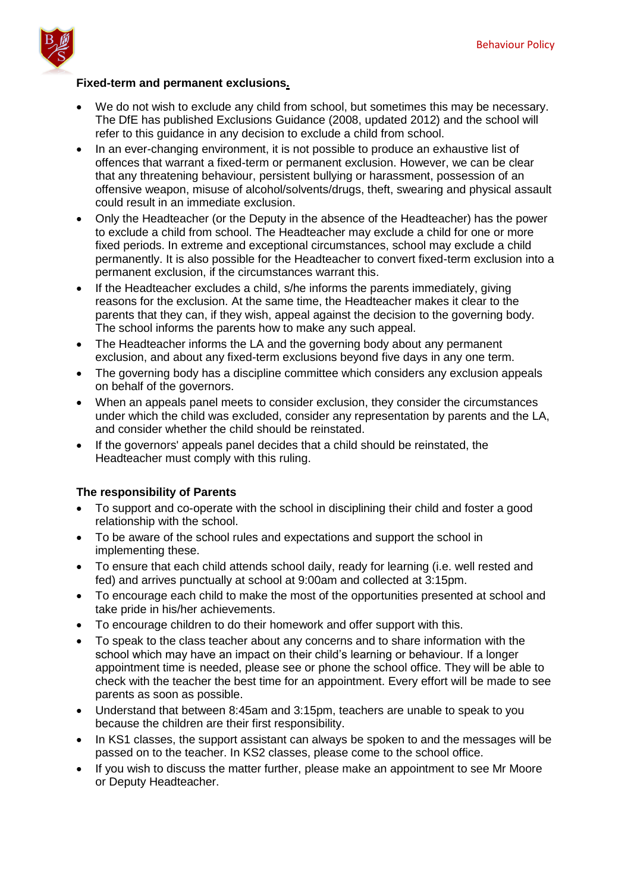**Fixed-term and permanent exclusions.**

- We do not wish to exclude any child from school, but sometimes this may be necessary. The DfE has published Exclusions Guidance (2008, updated 2012) and the school will refer to this guidance in any decision to exclude a child from school.
- In an ever-changing environment, it is not possible to produce an exhaustive list of offences that warrant a fixed-term or permanent exclusion. However, we can be clear that any threatening behaviour, persistent bullying or harassment, possession of an offensive weapon, misuse of alcohol/solvents/drugs, theft, swearing and physical assault could result in an immediate exclusion.
- Only the Headteacher (or the Deputy in the absence of the Headteacher) has the power to exclude a child from school. The Headteacher may exclude a child for one or more fixed periods. In extreme and exceptional circumstances, school may exclude a child permanently. It is also possible for the Headteacher to convert fixed-term exclusion into a permanent exclusion, if the circumstances warrant this.
- If the Headteacher excludes a child, s/he informs the parents immediately, giving reasons for the exclusion. At the same time, the Headteacher makes it clear to the parents that they can, if they wish, appeal against the decision to the governing body. The school informs the parents how to make any such appeal.
- The Headteacher informs the LA and the governing body about any permanent exclusion, and about any fixed-term exclusions beyond five days in any one term.
- The governing body has a discipline committee which considers any exclusion appeals on behalf of the governors.
- When an appeals panel meets to consider exclusion, they consider the circumstances under which the child was excluded, consider any representation by parents and the LA, and consider whether the child should be reinstated.
- If the governors' appeals panel decides that a child should be reinstated, the Headteacher must comply with this ruling.

**The responsibility of Parents**

- To support and co-operate with the school in disciplining their child and foster a good relationship with the school.
- To be aware of the school rules and expectations and support the school in implementing these.
- To ensure that each child attends school daily, ready for learning (i.e. well rested and fed) and arrives punctually at school at 9:00am and collected at 3:15pm.
- To encourage each child to make the most of the opportunities presented at school and take pride in his/her achievements.
- To encourage children to do their homework and offer support with this.
- To speak to the class teacher about any concerns and to share information with the school which may have an impact on their child's learning or behaviour. If a longer appointment time is needed, please see or phone the school office. They will be able to check with the teacher the best time for an appointment. Every effort will be made to see parents as soon as possible.
- Understand that between 8:45am and 3:15pm, teachers are unable to speak to you because the children are their first responsibility.
- In KS1 classes, the support assistant can always be spoken to and the messages will be passed on to the teacher. In KS2 classes, please come to the school office.
- If you wish to discuss the matter further, please make an appointment to see Mr Moore or Deputy Headteacher.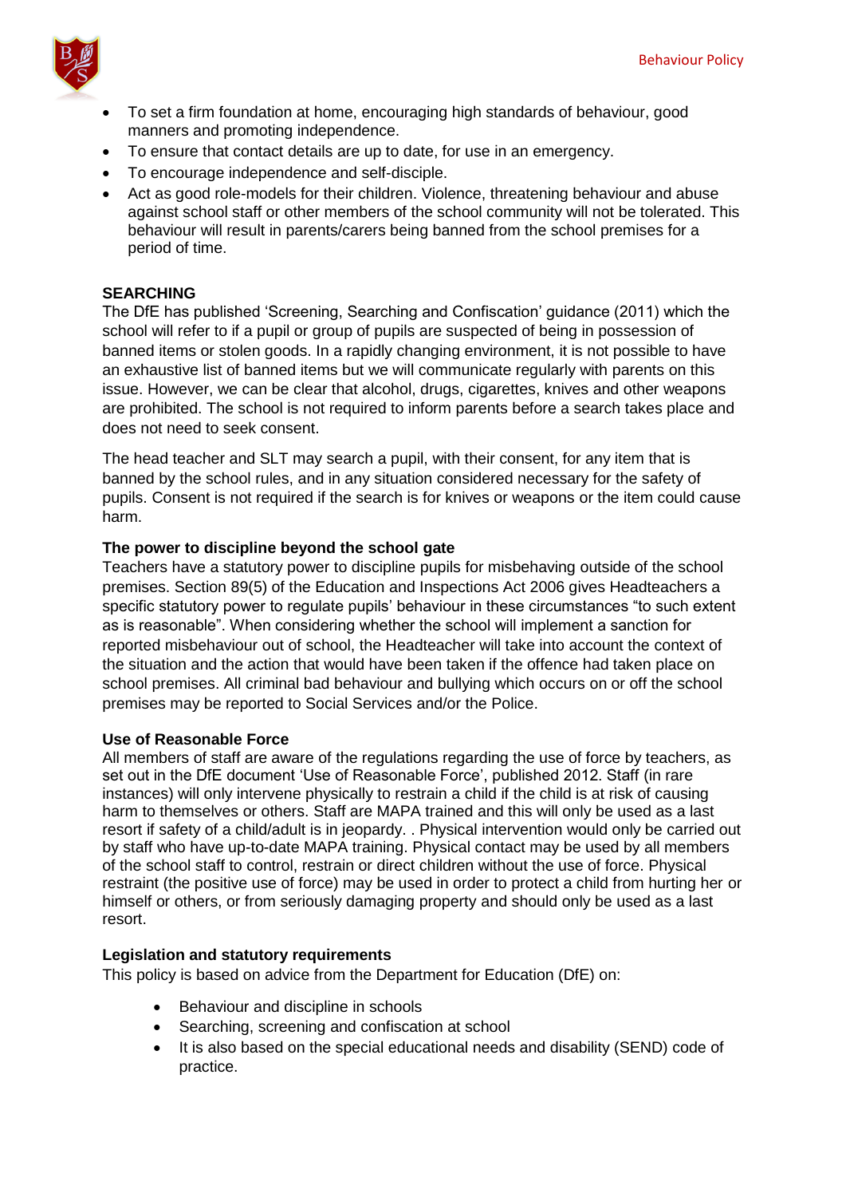- To set a firm foundation at home, encouraging high standards of behaviour, good manners and promoting independence.
- To ensure that contact details are up to date, for use in an emergency.
- To encourage independence and self-disciple.
- Act as good role-models for their children. Violence, threatening behaviour and abuse against school staff or other members of the school community will not be tolerated. This behaviour will result in parents/carers being banned from the school premises for a period of time.

**SEARCHING**

The DfE has published 'Screening, Searching and Confiscation' guidance (2011) which the school will refer to if a pupil or group of pupils are suspected of being in possession of banned items or stolen goods. In a rapidly changing environment, it is not possible to have an exhaustive list of banned items but we will communicate regularly with parents on this issue. However, we can be clear that alcohol, drugs, cigarettes, knives and other weapons are prohibited. The school is not required to inform parents before a search takes place and does not need to seek consent.

The head teacher and SLT may search a pupil, with their consent, for any item that is banned by the school rules, and in any situation considered necessary for the safety of pupils. Consent is not required if the search is for knives or weapons or the item could cause harm.

**The power to discipline beyond the school gate**

Teachers have a statutory power to discipline pupils for misbehaving outside of the school premises. Section 89(5) of the Education and Inspections Act 2006 gives Headteachers a specific statutory power to regulate pupils' behaviour in these circumstances "to such extent as is reasonable". When considering whether the school will implement a sanction for reported misbehaviour out of school, the Headteacher will take into account the context of the situation and the action that would have been taken if the offence had taken place on school premises. All criminal bad behaviour and bullying which occurs on or off the school premises may be reported to Social Services and/or the Police.

**Use of Reasonable Force**

All members of staff are aware of the regulations regarding the use of force by teachers, as set out in the DfE document 'Use of Reasonable Force', published 2012. Staff (in rare instances) will only intervene physically to restrain a child if the child is at risk of causing harm to themselves or others. Staff are MAPA trained and this will only be used as a last resort if safety of a child/adult is in jeopardy. . Physical intervention would only be carried out by staff who have up-to-date MAPA training. Physical contact may be used by all members of the school staff to control, restrain or direct children without the use of force. Physical restraint (the positive use of force) may be used in order to protect a child from hurting her or himself or others, or from seriously damaging property and should only be used as a last resort.

**Legislation and statutory requirements**

This policy is based on advice from the Department for Education (DfE) on:

- Behaviour and discipline in schools
- Searching, screening and confiscation at school
- It is also based on the special educational needs and disability (SEND) code of practice.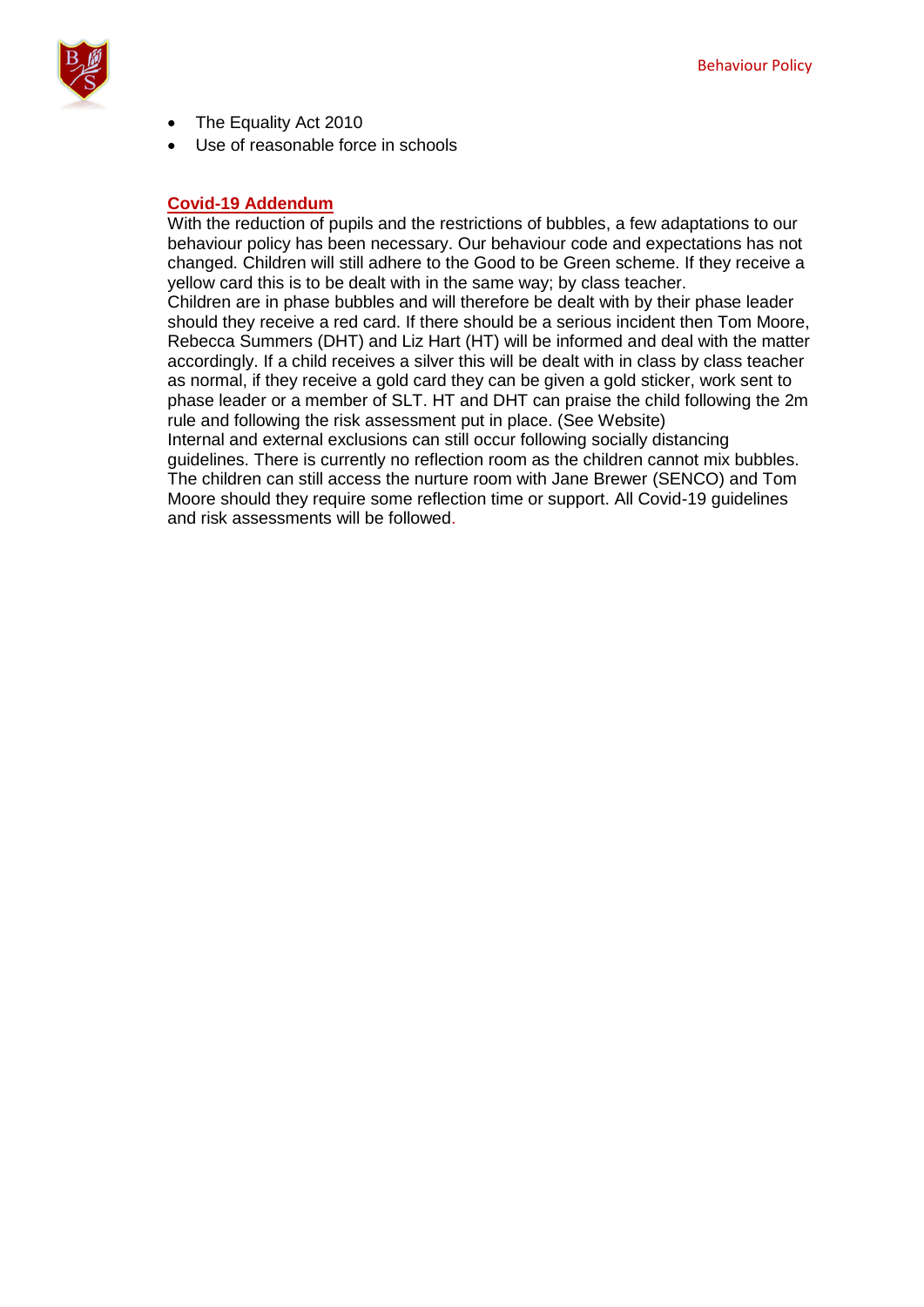- The Equality Act 2010
- Use of reasonable force in schools

## Covid-19 Addendum

With the reduction of pupils and the restrictions of bubbles, a few adaptations to our behaviour policy has been necessary. Our behaviour code and expectations has not changed. Children will still adhere to the Good to be Green scheme. If they receive a yellow card this is to be dealt with in the same way; by class teacher.
Children are in phase bubbles and will therefore be dealt with by their phase leader should they receive a red card. If there should be a serious incident then Tom Moore, Rebecca Summers (DHT) and Liz Hart (HT) will be informed and deal with the matter accordingly. If a child receives a silver this will be dealt with in class by class teacher as normal, if they receive a gold card they can be given a gold sticker, work sent to phase leader or a member of SLT. HT and DHT can praise the child following the 2m rule and following the risk assessment put in place. (See Website)
Internal and external exclusions can still occur following socially distancing guidelines. There is currently no reflection room as the children cannot mix bubbles. The children can still access the nurture room with Jane Brewer (SENCO) and Tom Moore should they require some reflection time or support. All Covid-19 guidelines and risk assessments will be followed.